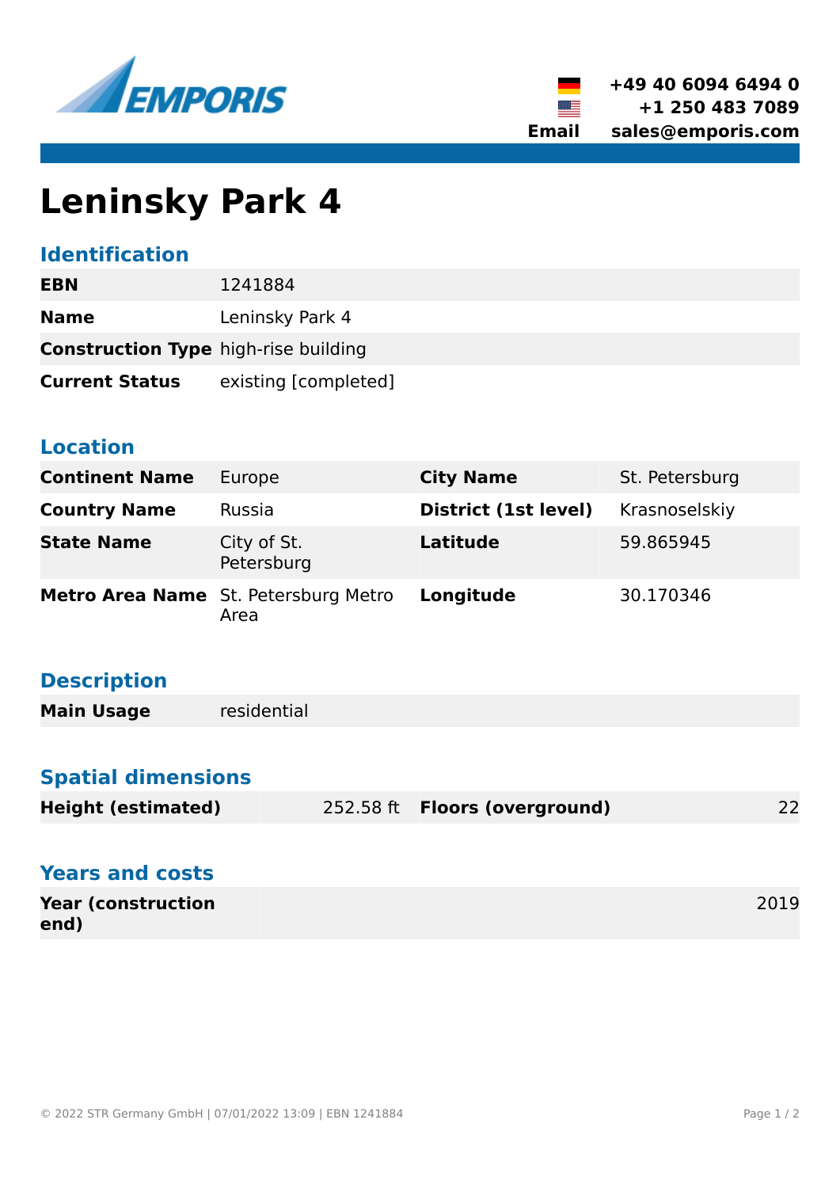EMPORIS

+49 40 6094 6494 0
+1 250 483 7089
**Email** sales@emporis.com

# Leninsky Park 4

## Identification

| | |
|---|---|
| **EBN** | 1241884 |
| **Name** | Leninsky Park 4 |
| **Construction Type** | high-rise building |
| **Current Status** | existing [completed] |

## Location

| | | | |
|---|---|---|---|
| **Continent Name** | Europe | **City Name** | St. Petersburg |
| **Country Name** | Russia | **District (1st level)** | Krasnoselskiy |
| **State Name** | City of St. Petersburg | **Latitude** | 59.865945 |
| **Metro Area Name** | St. Petersburg Metro Area | **Longitude** | 30.170346 |

## Description

| | |
|---|---|
| **Main Usage** | residential |

## Spatial dimensions

| | | | |
|---|---|---|---|
| **Height (estimated)** | 252.58 ft | **Floors (overground)** | 22 |

## Years and costs

| | |
|---|---|
| **Year (construction end)** | 2019 |

© 2022 STR Germany GmbH | 07/01/2022 13:09 | EBN 1241884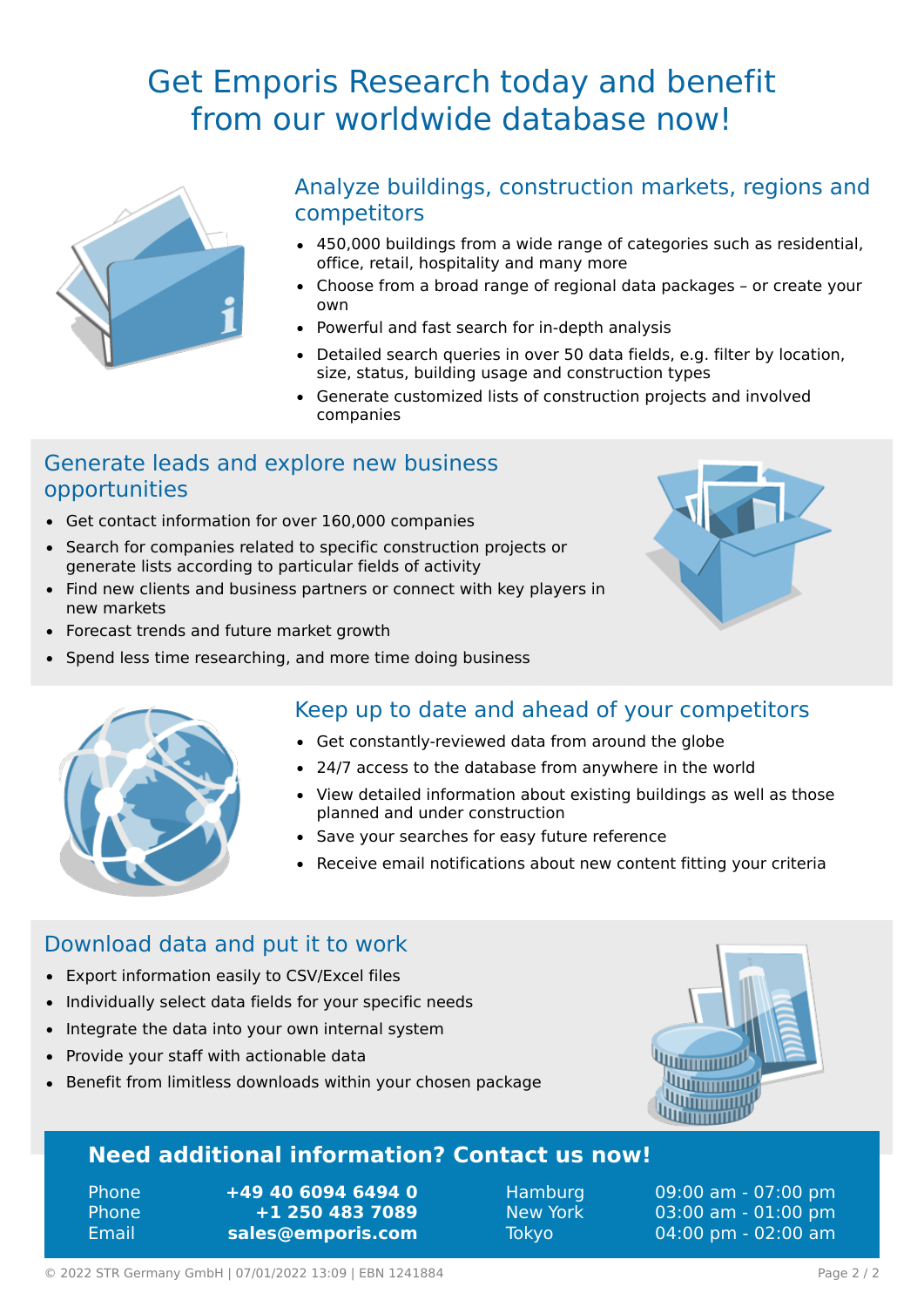# Get Emporis Research today and benefit from our worldwide database now!

## Analyze buildings, construction markets, regions and competitors

- 450,000 buildings from a wide range of categories such as residential, office, retail, hospitality and many more
- Choose from a broad range of regional data packages – or create your own
- Powerful and fast search for in-depth analysis
- Detailed search queries in over 50 data fields, e.g. filter by location, size, status, building usage and construction types
- Generate customized lists of construction projects and involved companies

## Generate leads and explore new business opportunities

- Get contact information for over 160,000 companies
- Search for companies related to specific construction projects or generate lists according to particular fields of activity
- Find new clients and business partners or connect with key players in new markets
- Forecast trends and future market growth
- Spend less time researching, and more time doing business

## Keep up to date and ahead of your competitors

- Get constantly-reviewed data from around the globe
- 24/7 access to the database from anywhere in the world
- View detailed information about existing buildings as well as those planned and under construction
- Save your searches for easy future reference
- Receive email notifications about new content fitting your criteria

## Download data and put it to work

- Export information easily to CSV/Excel files
- Individually select data fields for your specific needs
- Integrate the data into your own internal system
- Provide your staff with actionable data
- Benefit from limitless downloads within your chosen package

### Need additional information? Contact us now!

| | | | |
|---|---|---|---|
| Phone | **+49 40 6094 6494 0** | Hamburg | 09:00 am - 07:00 pm |
| Phone | **+1 250 483 7089** | New York | 03:00 am - 01:00 pm |
| Email | **sales@emporis.com** | Tokyo | 04:00 pm - 02:00 am |

© 2022 STR Germany GmbH | 07/01/2022 13:09 | EBN 1241884